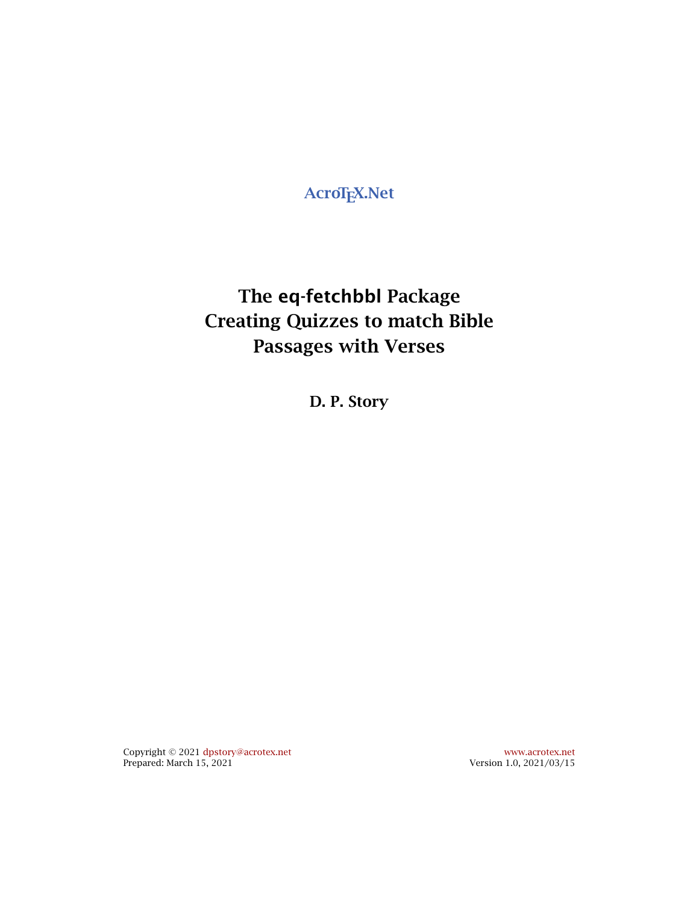**AcroTEX.Net**

# The eq-fetchbbl Package
# Creating Quizzes to match Bible Passages with Verses

**D. P. Story**

Copyright © 2021 dpstory@acrotex.net
Prepared: March 15, 2021

www.acrotex.net
Version 1.0, 2021/03/15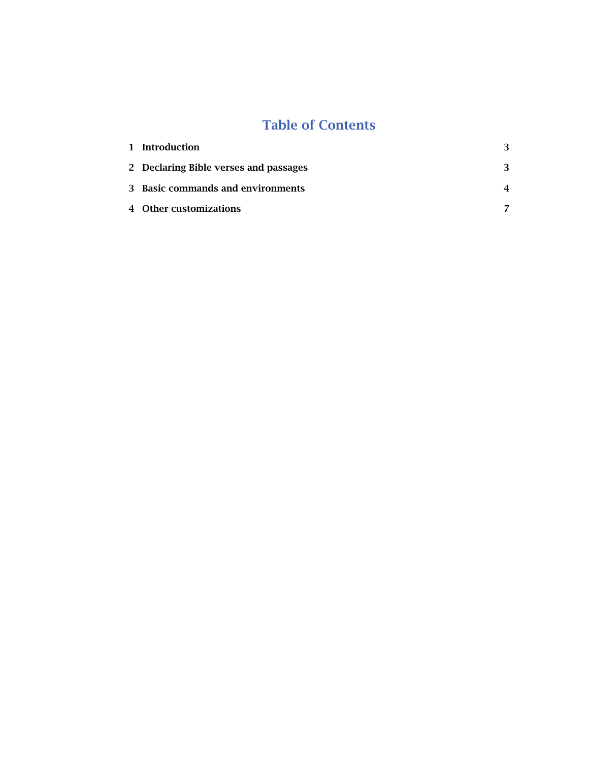# Table of Contents

1 Introduction 3

2 Declaring Bible verses and passages 3

3 Basic commands and environments 4

4 Other customizations 7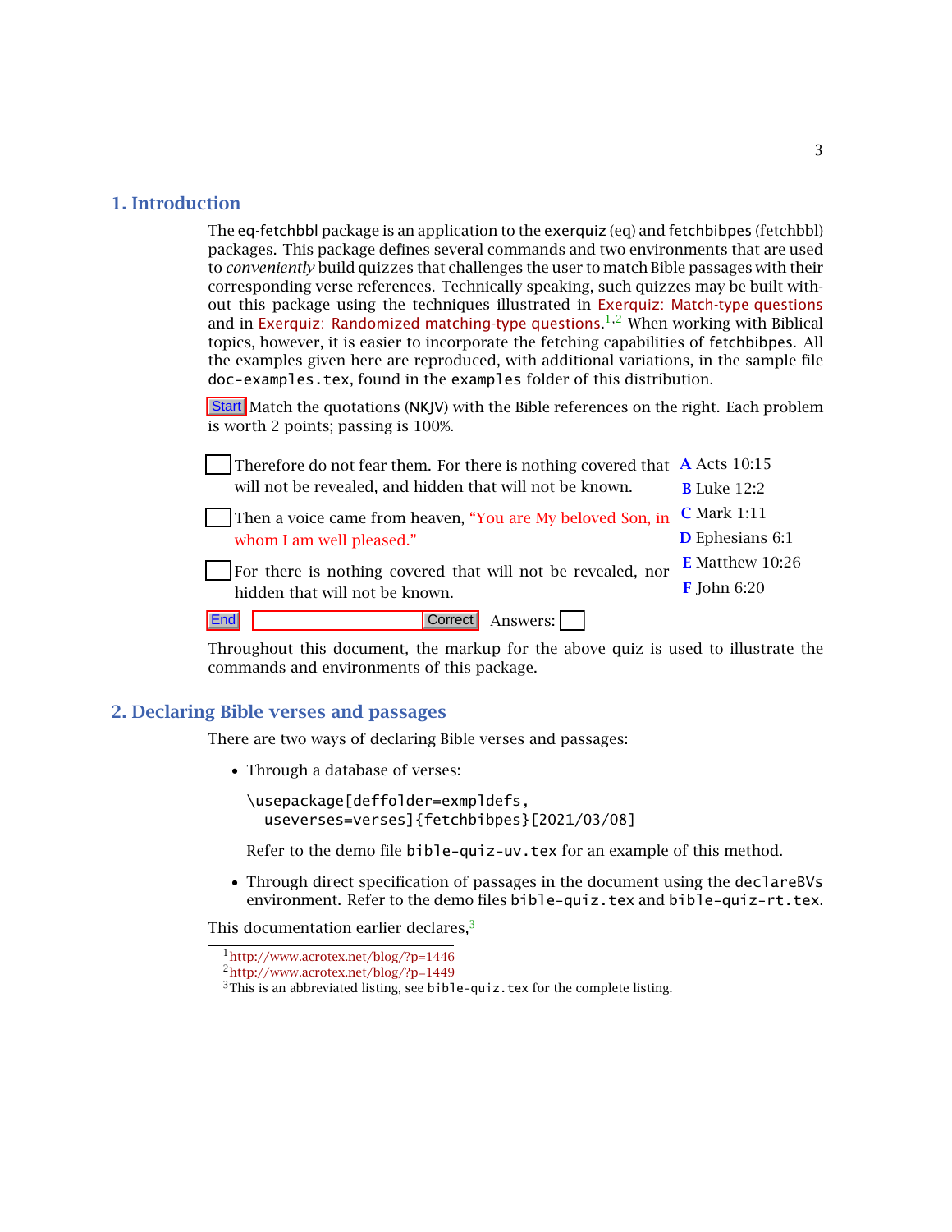## 1. Introduction

The eq-fetchbbl package is an application to the exerquiz (eq) and fetchbibpes (fetchbbl) packages. This package defines several commands and two environments that are used to *conveniently* build quizzes that challenges the user to match Bible passages with their corresponding verse references. Technically speaking, such quizzes may be built without this package using the techniques illustrated in Exerquiz: Match-type questions and in Exerquiz: Randomized matching-type questions.[1,2] When working with Biblical topics, however, it is easier to incorporate the fetching capabilities of fetchbibpes. All the examples given here are reproduced, with additional variations, in the sample file doc-examples.tex, found in the examples folder of this distribution.

Start Match the quotations (NKJV) with the Bible references on the right. Each problem is worth 2 points; passing is 100%.

| | |
|---|---|
| ☐ Therefore do not fear them. For there is nothing covered that will not be revealed, and hidden that will not be known. | **A** Acts 10:15 |
| | **B** Luke 12:2 |
| ☐ Then a voice came from heaven, "You are My beloved Son, in whom I am well pleased." | **C** Mark 1:11 |
| | **D** Ephesians 6:1 |
| ☐ For there is nothing covered that will not be revealed, nor hidden that will not be known. | **E** Matthew 10:26 |
| | **F** John 6:20 |

End ☐ Correct Answers: ☐

Throughout this document, the markup for the above quiz is used to illustrate the commands and environments of this package.

## 2. Declaring Bible verses and passages

There are two ways of declaring Bible verses and passages:

- Through a database of verses:

```
\usepackage[deffolder=exmpldefs,
  useverses=verses]{fetchbibpes}[2021/03/08]
```

  Refer to the demo file bible-quiz-uv.tex for an example of this method.

- Through direct specification of passages in the document using the declareBVs environment. Refer to the demo files bible-quiz.tex and bible-quiz-rt.tex.

This documentation earlier declares,[3]

[1] http://www.acrotex.net/blog/?p=1446
[2] http://www.acrotex.net/blog/?p=1449
[3] This is an abbreviated listing, see bible-quiz.tex for the complete listing.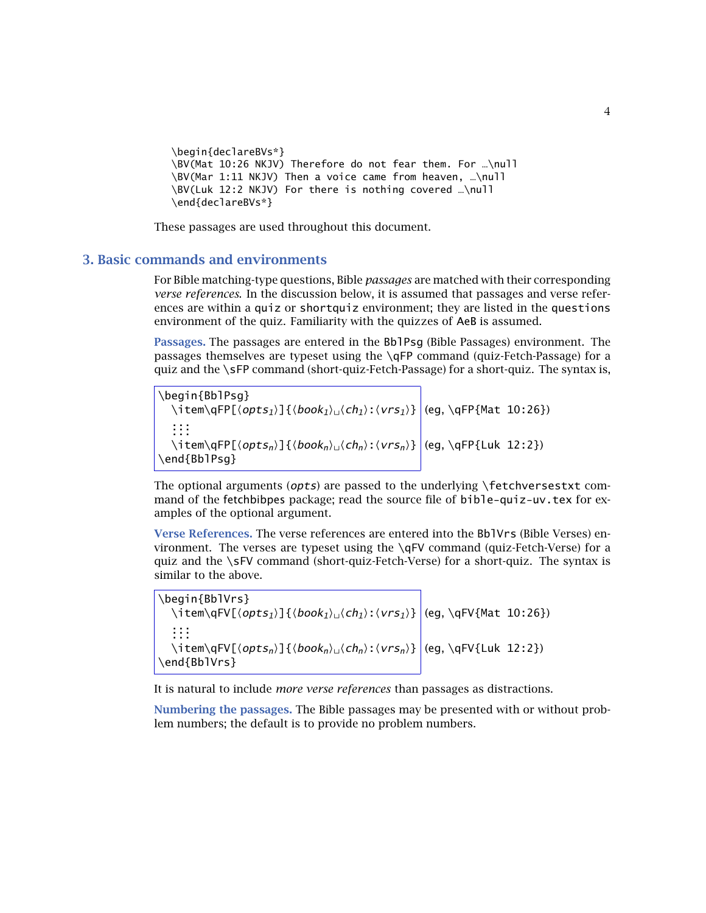```
\begin{declareBVs*}
\BV(Mat 10:26 NKJV) Therefore do not fear them. For …\null
\BV(Mar 1:11 NKJV) Then a voice came from heaven, …\null
\BV(Luk 12:2 NKJV) For there is nothing covered …\null
\end{declareBVs*}
```

These passages are used throughout this document.

## 3. Basic commands and environments

For Bible matching-type questions, Bible *passages* are matched with their corresponding *verse references*. In the discussion below, it is assumed that passages and verse references are within a `quiz` or `shortquiz` environment; they are listed in the `questions` environment of the quiz. Familiarity with the quizzes of AeB is assumed.

**Passages.** The passages are entered in the `BblPsg` (Bible Passages) environment. The passages themselves are typeset using the `\qFP` command (quiz-Fetch-Passage) for a quiz and the `\sFP` command (short-quiz-Fetch-Passage) for a short-quiz. The syntax is,

```
\begin{BblPsg}
  \item\qFP[⟨opts_1⟩]{⟨book_1⟩␣⟨ch_1⟩:⟨vrs_1⟩}   (eg, \qFP{Mat 10:26})
  ⋮⋮⋮
  \item\qFP[⟨opts_n⟩]{⟨book_n⟩␣⟨ch_n⟩:⟨vrs_n⟩}   (eg, \qFP{Luk 12:2})
\end{BblPsg}
```

The optional arguments (*opts*) are passed to the underlying `\fetchversestxt` command of the `fetchbibpes` package; read the source file of `bible-quiz-uv.tex` for examples of the optional argument.

**Verse References.** The verse references are entered into the `BblVrs` (Bible Verses) environment. The verses are typeset using the `\qFV` command (quiz-Fetch-Verse) for a quiz and the `\sFV` command (short-quiz-Fetch-Verse) for a short-quiz. The syntax is similar to the above.

```
\begin{BblVrs}
  \item\qFV[⟨opts_1⟩]{⟨book_1⟩␣⟨ch_1⟩:⟨vrs_1⟩}   (eg, \qFV{Mat 10:26})
  ⋮⋮⋮
  \item\qFV[⟨opts_n⟩]{⟨book_n⟩␣⟨ch_n⟩:⟨vrs_n⟩}   (eg, \qFV{Luk 12:2})
\end{BblVrs}
```

It is natural to include *more verse references* than passages as distractions.

**Numbering the passages.** The Bible passages may be presented with or without problem numbers; the default is to provide no problem numbers.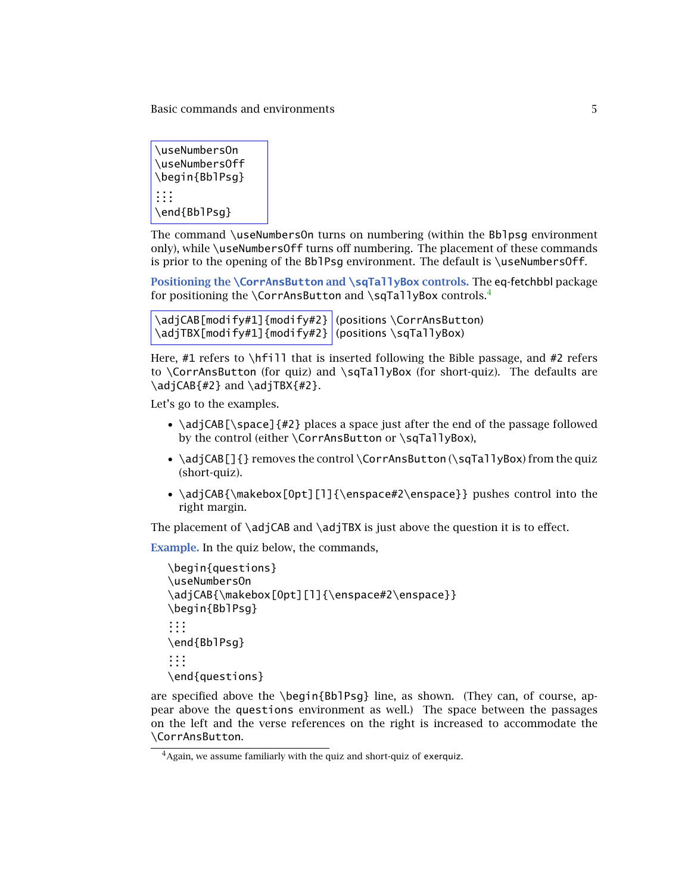```
\useNumbersOn
\useNumbersOff
\begin{BblPsg}
:::
\end{BblPsg}
```

The command `\useNumbersOn` turns on numbering (within the `Bblpsg` environment only), while `\useNumbersOff` turns off numbering. The placement of these commands is prior to the opening of the `BblPsg` environment. The default is `\useNumbersOff`.

**Positioning the `\CorrAnsButton` and `\sqTallyBox` controls.** The eq-fetchbbl package for positioning the `\CorrAnsButton` and `\sqTallyBox` controls.[4]

```
\adjCAB[modify#1]{modify#2}   (positions \CorrAnsButton)
\adjTBX[modify#1]{modify#2}   (positions \sqTallyBox)
```

Here, `#1` refers to `\hfill` that is inserted following the Bible passage, and `#2` refers to `\CorrAnsButton` (for quiz) and `\sqTallyBox` (for short-quiz). The defaults are `\adjCAB{#2}` and `\adjTBX{#2}`.

Let's go to the examples.

- `\adjCAB[\space]{#2}` places a space just after the end of the passage followed by the control (either `\CorrAnsButton` or `\sqTallyBox`),
- `\adjCAB[]{}` removes the control `\CorrAnsButton` (`\sqTallyBox`) from the quiz (short-quiz).
- `\adjCAB{\makebox[0pt][l]{\enspace#2\enspace}}` pushes control into the right margin.

The placement of `\adjCAB` and `\adjTBX` is just above the question it is to effect.

**Example.** In the quiz below, the commands,

```
\begin{questions}
\useNumbersOn
\adjCAB{\makebox[0pt][l]{\enspace#2\enspace}}
\begin{BblPsg}
:::
\end{BblPsg}
:::
\end{questions}
```

are specified above the `\begin{BblPsg}` line, as shown. (They can, of course, appear above the `questions` environment as well.) The space between the passages on the left and the verse references on the right is increased to accommodate the `\CorrAnsButton`.

[4] Again, we assume familiarly with the quiz and short-quiz of `exerquiz`.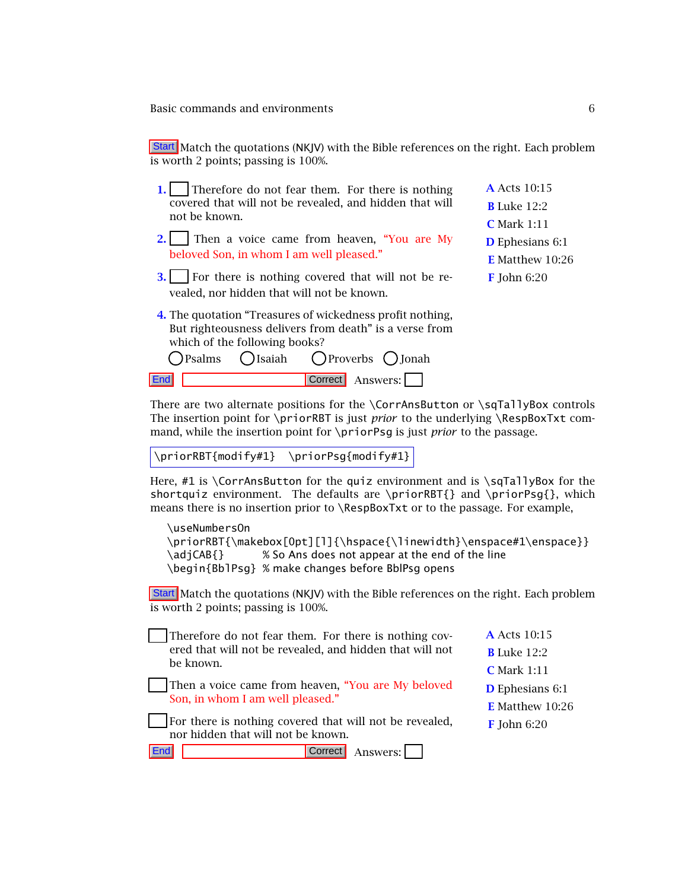Start Match the quotations (NKJV) with the Bible references on the right. Each problem is worth 2 points; passing is 100%.

1. ☐ Therefore do not fear them. For there is nothing covered that will not be revealed, and hidden that will not be known.

2. ☐ Then a voice came from heaven, "You are My beloved Son, in whom I am well pleased."

3. ☐ For there is nothing covered that will not be revealed, nor hidden that will not be known.

4. The quotation "Treasures of wickedness profit nothing, But righteousness delivers from death" is a verse from which of the following books?
   ◯ Psalms ◯ Isaiah ◯ Proverbs ◯ Jonah

**A** Acts 10:15
**B** Luke 12:2
**C** Mark 1:11
**D** Ephesians 6:1
**E** Matthew 10:26
**F** John 6:20

End Correct Answers: ☐

There are two alternate positions for the `\CorrAnsButton` or `\sqTallyBox` controls The insertion point for `\priorRBT` is just *prior* to the underlying `\RespBoxTxt` command, while the insertion point for `\priorPsg` is just *prior* to the passage.

```
\priorRBT{modify#1}  \priorPsg{modify#1}
```

Here, `#1` is `\CorrAnsButton` for the `quiz` environment and is `\sqTallyBox` for the `shortquiz` environment. The defaults are `\priorRBT{}` and `\priorPsg{}`, which means there is no insertion prior to `\RespBoxTxt` or to the passage. For example,

```
\useNumbersOn
\priorRBT{\makebox[0pt][l]{\hspace{\linewidth}\enspace#1\enspace}}
\adjCAB{}        % So Ans does not appear at the end of the line
\begin{BblPsg}  % make changes before BblPsg opens
```

Start Match the quotations (NKJV) with the Bible references on the right. Each problem is worth 2 points; passing is 100%.

☐ Therefore do not fear them. For there is nothing covered that will not be revealed, and hidden that will not be known.

☐ Then a voice came from heaven, "You are My beloved Son, in whom I am well pleased."

☐ For there is nothing covered that will not be revealed, nor hidden that will not be known.

**A** Acts 10:15
**B** Luke 12:2
**C** Mark 1:11
**D** Ephesians 6:1
**E** Matthew 10:26
**F** John 6:20

End Correct Answers: ☐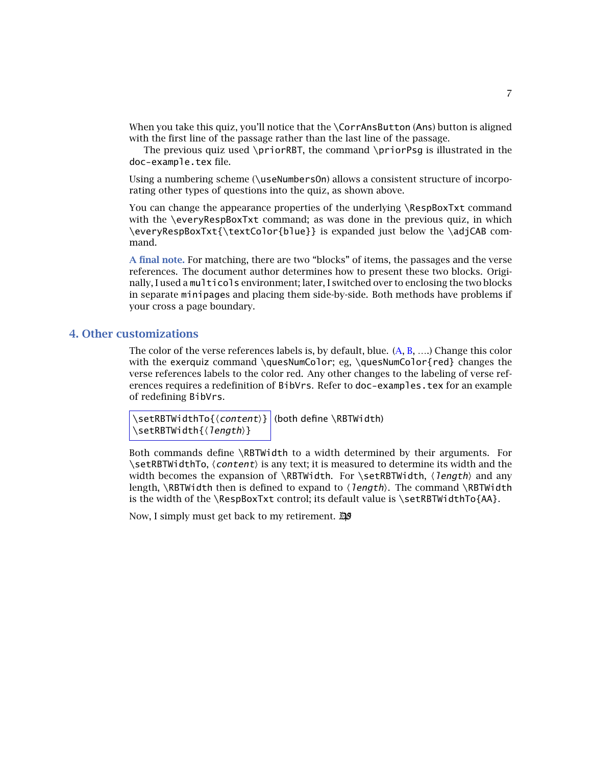When you take this quiz, you'll notice that the `\CorrAnsButton` (Ans) button is aligned with the first line of the passage rather than the last line of the passage.

The previous quiz used `\priorRBT`, the command `\priorPsg` is illustrated in the `doc-example.tex` file.

Using a numbering scheme (`\useNumbersOn`) allows a consistent structure of incorporating other types of questions into the quiz, as shown above.

You can change the appearance properties of the underlying `\RespBoxTxt` command with the `\everyRespBoxTxt` command; as was done in the previous quiz, in which `\everyRespBoxTxt{\textColor{blue}}` is expanded just below the `\adjCAB` command.

**A final note.** For matching, there are two "blocks" of items, the passages and the verse references. The document author determines how to present these two blocks. Originally, I used a `multicols` environment; later, I switched over to enclosing the two blocks in separate `minipage`s and placing them side-by-side. Both methods have problems if your cross a page boundary.

## 4. Other customizations

The color of the verse references labels is, by default, blue. (A, B, ....) Change this color with the `exerquiz` command `\quesNumColor`; eg, `\quesNumColor{red}` changes the verse references labels to the color red. Any other changes to the labeling of verse references requires a redefinition of `BibVrs`. Refer to `doc-examples.tex` for an example of redefining `BibVrs`.

```
\setRBTWidthTo{⟨content⟩}    (both define \RBTWidth)
\setRBTWidth{⟨length⟩}
```

Both commands define `\RBTWidth` to a width determined by their arguments. For `\setRBTWidthTo`, ⟨*content*⟩ is any text; it is measured to determine its width and the width becomes the expansion of `\RBTWidth`. For `\setRBTWidth`, ⟨*length*⟩ and any length, `\RBTWidth` then is defined to expand to ⟨*length*⟩. The command `\RBTWidth` is the width of the `\RespBoxTxt` control; its default value is `\setRBTWidthTo{AA}`.

Now, I simply must get back to my retirement. DS